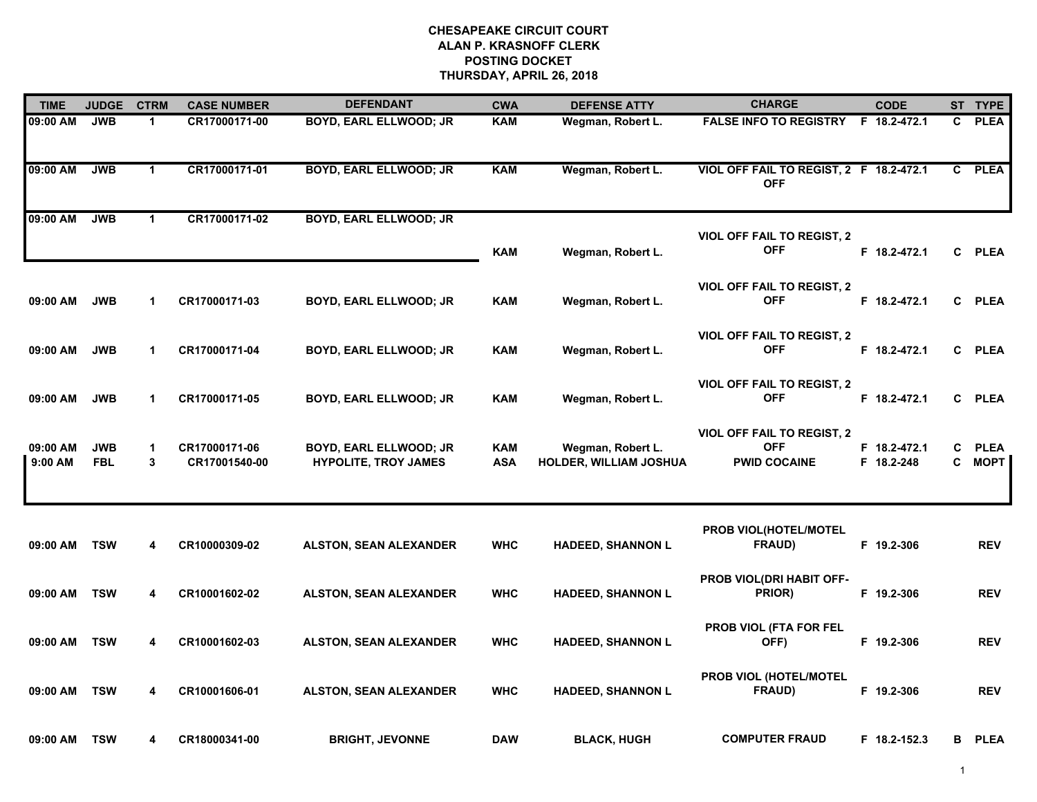# CHESAPEAKE CIRCUIT COURT
## ALAN P. KRASNOFF CLERK
## POSTING DOCKET
## THURSDAY, APRIL 26, 2018

| TIME | JUDGE | CTRM | CASE NUMBER | DEFENDANT | CWA | DEFENSE ATTY | CHARGE | CODE | ST | TYPE |
|---|---|---|---|---|---|---|---|---|---|---|
| 09:00 AM | JWB | 1 | CR17000171-00 | BOYD, EARL ELLWOOD; JR | KAM | Wegman, Robert L. | FALSE INFO TO REGISTRY | F 18.2-472.1 | C | PLEA |
| 09:00 AM | JWB | 1 | CR17000171-01 | BOYD, EARL ELLWOOD; JR | KAM | Wegman, Robert L. | VIOL OFF FAIL TO REGIST, 2 OFF | F 18.2-472.1 | C | PLEA |
| 09:00 AM | JWB | 1 | CR17000171-02 | BOYD, EARL ELLWOOD; JR | KAM | Wegman, Robert L. | VIOL OFF FAIL TO REGIST, 2 OFF | F 18.2-472.1 | C | PLEA |
| 09:00 AM | JWB | 1 | CR17000171-03 | BOYD, EARL ELLWOOD; JR | KAM | Wegman, Robert L. | VIOL OFF FAIL TO REGIST, 2 OFF | F 18.2-472.1 | C | PLEA |
| 09:00 AM | JWB | 1 | CR17000171-04 | BOYD, EARL ELLWOOD; JR | KAM | Wegman, Robert L. | VIOL OFF FAIL TO REGIST, 2 OFF | F 18.2-472.1 | C | PLEA |
| 09:00 AM | JWB | 1 | CR17000171-05 | BOYD, EARL ELLWOOD; JR | KAM | Wegman, Robert L. | VIOL OFF FAIL TO REGIST, 2 OFF | F 18.2-472.1 | C | PLEA |
| 09:00 AM | JWB | 1 | CR17000171-06 | BOYD, EARL ELLWOOD; JR | KAM | Wegman, Robert L. | VIOL OFF FAIL TO REGIST, 2 OFF | F 18.2-472.1 | C | PLEA |
| 9:00 AM | FBL | 3 | CR17001540-00 | HYPOLITE, TROY JAMES | ASA | HOLDER, WILLIAM JOSHUA | PWID COCAINE | F 18.2-248 | C | MOPT |
| 09:00 AM | TSW | 4 | CR10000309-02 | ALSTON, SEAN ALEXANDER | WHC | HADEED, SHANNON L | PROB VIOL(HOTEL/MOTEL FRAUD) | F 19.2-306 | | REV |
| 09:00 AM | TSW | 4 | CR10001602-02 | ALSTON, SEAN ALEXANDER | WHC | HADEED, SHANNON L | PROB VIOL(DRI HABIT OFF-PRIOR) | F 19.2-306 | | REV |
| 09:00 AM | TSW | 4 | CR10001602-03 | ALSTON, SEAN ALEXANDER | WHC | HADEED, SHANNON L | PROB VIOL (FTA FOR FEL OFF) | F 19.2-306 | | REV |
| 09:00 AM | TSW | 4 | CR10001606-01 | ALSTON, SEAN ALEXANDER | WHC | HADEED, SHANNON L | PROB VIOL (HOTEL/MOTEL FRAUD) | F 19.2-306 | | REV |
| 09:00 AM | TSW | 4 | CR18000341-00 | BRIGHT, JEVONNE | DAW | BLACK, HUGH | COMPUTER FRAUD | F 18.2-152.3 | B | PLEA |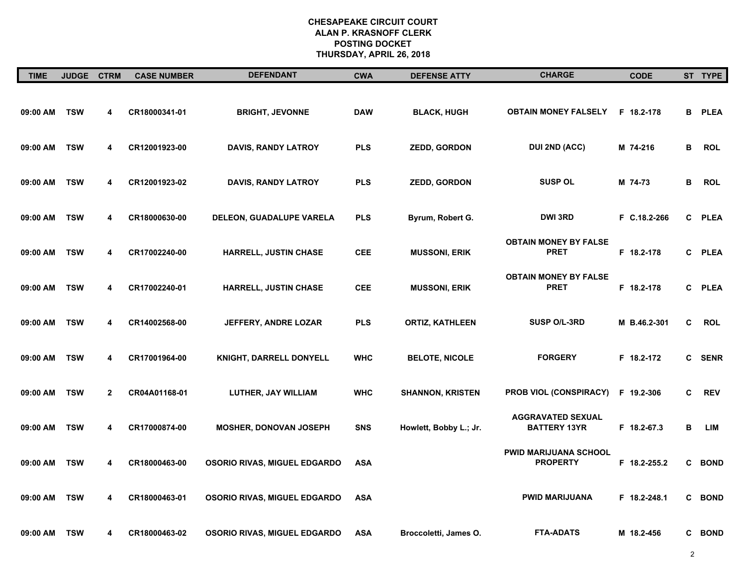**CHESAPEAKE CIRCUIT COURT**
**ALAN P. KRASNOFF CLERK**
**POSTING DOCKET**
**THURSDAY, APRIL 26, 2018**

| TIME | JUDGE | CTRM | CASE NUMBER | DEFENDANT | CWA | DEFENSE ATTY | CHARGE | CODE | ST | TYPE |
|---|---|---|---|---|---|---|---|---|---|---|
| 09:00 AM | TSW | 4 | CR18000341-01 | BRIGHT, JEVONNE | DAW | BLACK, HUGH | OBTAIN MONEY FALSELY | F 18.2-178 | B | PLEA |
| 09:00 AM | TSW | 4 | CR12001923-00 | DAVIS, RANDY LATROY | PLS | ZEDD, GORDON | DUI 2ND (ACC) | M 74-216 | B | ROL |
| 09:00 AM | TSW | 4 | CR12001923-02 | DAVIS, RANDY LATROY | PLS | ZEDD, GORDON | SUSP OL | M 74-73 | B | ROL |
| 09:00 AM | TSW | 4 | CR18000630-00 | DELEON, GUADALUPE VARELA | PLS | Byrum, Robert G. | DWI 3RD | F C.18.2-266 | C | PLEA |
| 09:00 AM | TSW | 4 | CR17002240-00 | HARRELL, JUSTIN CHASE | CEE | MUSSONI, ERIK | OBTAIN MONEY BY FALSE PRET | F 18.2-178 | C | PLEA |
| 09:00 AM | TSW | 4 | CR17002240-01 | HARRELL, JUSTIN CHASE | CEE | MUSSONI, ERIK | OBTAIN MONEY BY FALSE PRET | F 18.2-178 | C | PLEA |
| 09:00 AM | TSW | 4 | CR14002568-00 | JEFFERY, ANDRE LOZAR | PLS | ORTIZ, KATHLEEN | SUSP O/L-3RD | M B.46.2-301 | C | ROL |
| 09:00 AM | TSW | 4 | CR17001964-00 | KNIGHT, DARRELL DONYELL | WHC | BELOTE, NICOLE | FORGERY | F 18.2-172 | C | SENR |
| 09:00 AM | TSW | 2 | CR04A01168-01 | LUTHER, JAY WILLIAM | WHC | SHANNON, KRISTEN | PROB VIOL (CONSPIRACY) | F 19.2-306 | C | REV |
| 09:00 AM | TSW | 4 | CR17000874-00 | MOSHER, DONOVAN JOSEPH | SNS | Howlett, Bobby L.; Jr. | AGGRAVATED SEXUAL BATTERY 13YR | F 18.2-67.3 | B | LIM |
| 09:00 AM | TSW | 4 | CR18000463-00 | OSORIO RIVAS, MIGUEL EDGARDO | ASA | | PWID MARIJUANA SCHOOL PROPERTY | F 18.2-255.2 | C | BOND |
| 09:00 AM | TSW | 4 | CR18000463-01 | OSORIO RIVAS, MIGUEL EDGARDO | ASA | | PWID MARIJUANA | F 18.2-248.1 | C | BOND |
| 09:00 AM | TSW | 4 | CR18000463-02 | OSORIO RIVAS, MIGUEL EDGARDO | ASA | Broccoletti, James O. | FTA-ADATS | M 18.2-456 | C | BOND |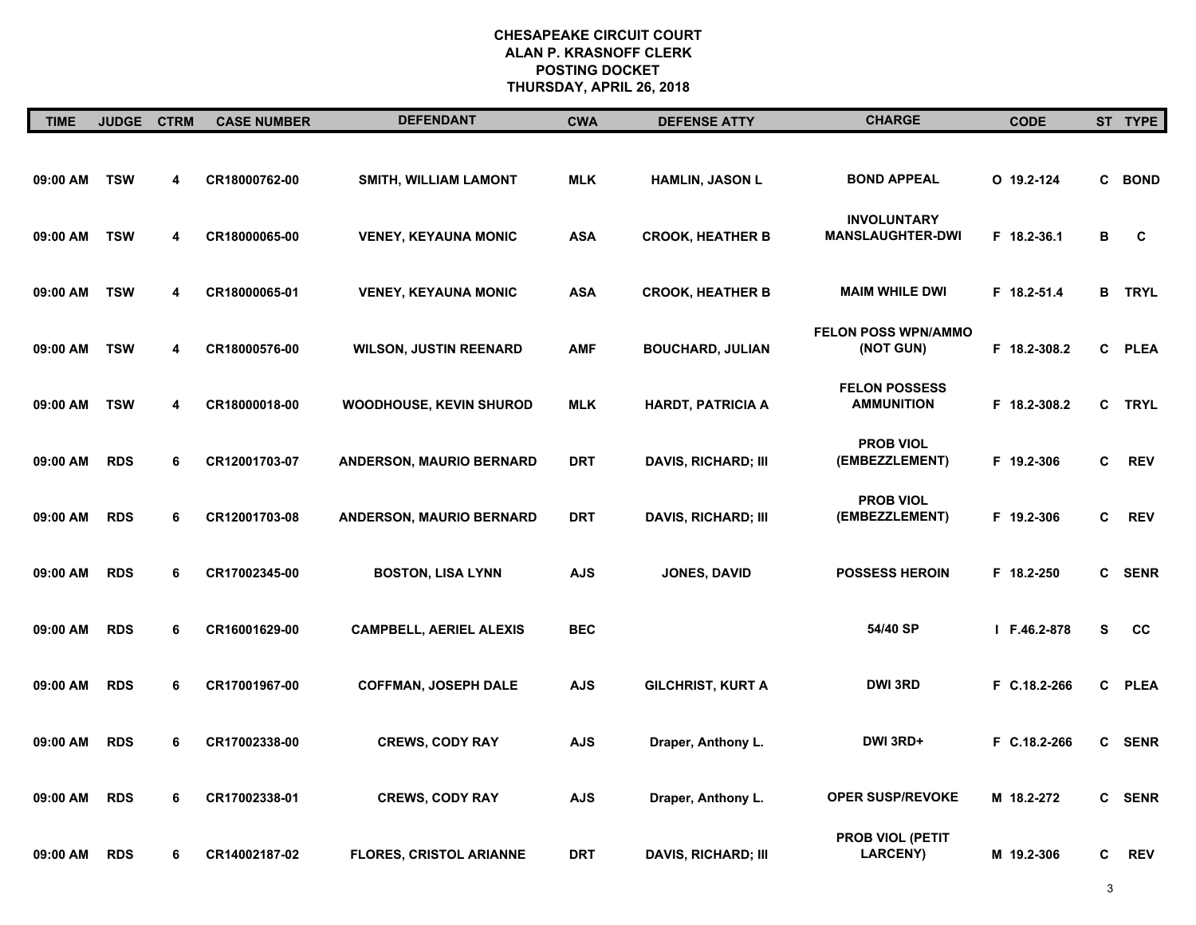# CHESAPEAKE CIRCUIT COURT
## ALAN P. KRASNOFF CLERK
## POSTING DOCKET
## THURSDAY, APRIL 26, 2018

| TIME | JUDGE | CTRM | CASE NUMBER | DEFENDANT | CWA | DEFENSE ATTY | CHARGE | CODE | ST | TYPE |
|---|---|---|---|---|---|---|---|---|---|---|
| 09:00 AM | TSW | 4 | CR18000762-00 | SMITH, WILLIAM LAMONT | MLK | HAMLIN, JASON L | BOND APPEAL | O 19.2-124 | C | BOND |
| 09:00 AM | TSW | 4 | CR18000065-00 | VENEY, KEYAUNA MONIC | ASA | CROOK, HEATHER B | INVOLUNTARY MANSLAUGHTER-DWI | F 18.2-36.1 | B | C |
| 09:00 AM | TSW | 4 | CR18000065-01 | VENEY, KEYAUNA MONIC | ASA | CROOK, HEATHER B | MAIM WHILE DWI | F 18.2-51.4 | B | TRYL |
| 09:00 AM | TSW | 4 | CR18000576-00 | WILSON, JUSTIN REENARD | AMF | BOUCHARD, JULIAN | FELON POSS WPN/AMMO (NOT GUN) | F 18.2-308.2 | C | PLEA |
| 09:00 AM | TSW | 4 | CR18000018-00 | WOODHOUSE, KEVIN SHUROD | MLK | HARDT, PATRICIA A | FELON POSSESS AMMUNITION | F 18.2-308.2 | C | TRYL |
| 09:00 AM | RDS | 6 | CR12001703-07 | ANDERSON, MAURIO BERNARD | DRT | DAVIS, RICHARD; III | PROB VIOL (EMBEZZLEMENT) | F 19.2-306 | C | REV |
| 09:00 AM | RDS | 6 | CR12001703-08 | ANDERSON, MAURIO BERNARD | DRT | DAVIS, RICHARD; III | PROB VIOL (EMBEZZLEMENT) | F 19.2-306 | C | REV |
| 09:00 AM | RDS | 6 | CR17002345-00 | BOSTON, LISA LYNN | AJS | JONES, DAVID | POSSESS HEROIN | F 18.2-250 | C | SENR |
| 09:00 AM | RDS | 6 | CR16001629-00 | CAMPBELL, AERIEL ALEXIS | BEC | | 54/40 SP | I F.46.2-878 | S | CC |
| 09:00 AM | RDS | 6 | CR17001967-00 | COFFMAN, JOSEPH DALE | AJS | GILCHRIST, KURT A | DWI 3RD | F C.18.2-266 | C | PLEA |
| 09:00 AM | RDS | 6 | CR17002338-00 | CREWS, CODY RAY | AJS | Draper, Anthony L. | DWI 3RD+ | F C.18.2-266 | C | SENR |
| 09:00 AM | RDS | 6 | CR17002338-01 | CREWS, CODY RAY | AJS | Draper, Anthony L. | OPER SUSP/REVOKE | M 18.2-272 | C | SENR |
| 09:00 AM | RDS | 6 | CR14002187-02 | FLORES, CRISTOL ARIANNE | DRT | DAVIS, RICHARD; III | PROB VIOL (PETIT LARCENY) | M 19.2-306 | C | REV |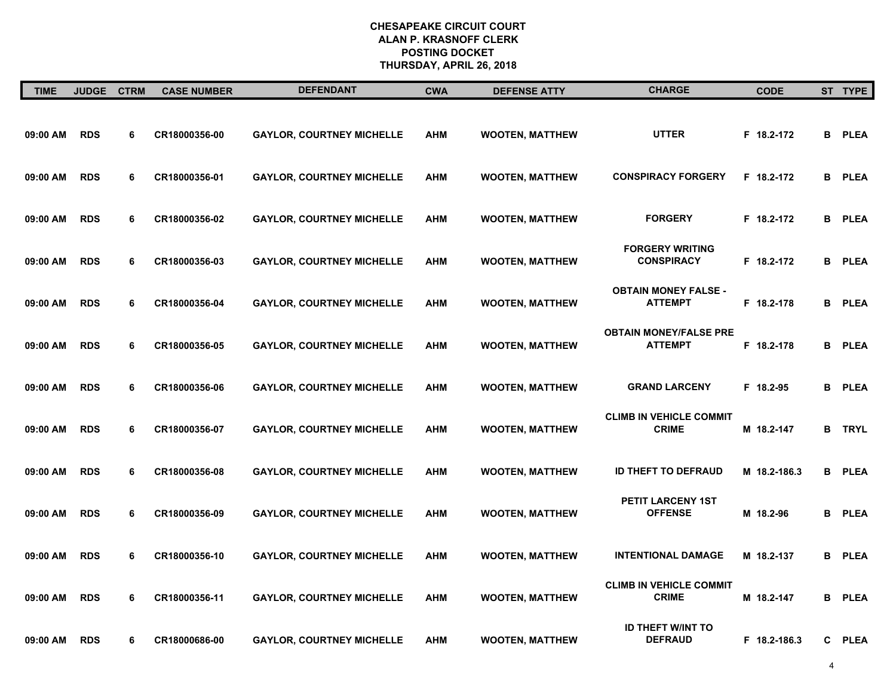# CHESAPEAKE CIRCUIT COURT
## ALAN P. KRASNOFF CLERK
## POSTING DOCKET
## THURSDAY, APRIL 26, 2018

| TIME | JUDGE | CTRM | CASE NUMBER | DEFENDANT | CWA | DEFENSE ATTY | CHARGE | CODE | ST | TYPE |
|---|---|---|---|---|---|---|---|---|---|---|
| 09:00 AM | RDS | 6 | CR18000356-00 | GAYLOR, COURTNEY MICHELLE | AHM | WOOTEN, MATTHEW | UTTER | F 18.2-172 | B | PLEA |
| 09:00 AM | RDS | 6 | CR18000356-01 | GAYLOR, COURTNEY MICHELLE | AHM | WOOTEN, MATTHEW | CONSPIRACY FORGERY | F 18.2-172 | B | PLEA |
| 09:00 AM | RDS | 6 | CR18000356-02 | GAYLOR, COURTNEY MICHELLE | AHM | WOOTEN, MATTHEW | FORGERY | F 18.2-172 | B | PLEA |
| 09:00 AM | RDS | 6 | CR18000356-03 | GAYLOR, COURTNEY MICHELLE | AHM | WOOTEN, MATTHEW | FORGERY WRITING CONSPIRACY | F 18.2-172 | B | PLEA |
| 09:00 AM | RDS | 6 | CR18000356-04 | GAYLOR, COURTNEY MICHELLE | AHM | WOOTEN, MATTHEW | OBTAIN MONEY FALSE - ATTEMPT | F 18.2-178 | B | PLEA |
| 09:00 AM | RDS | 6 | CR18000356-05 | GAYLOR, COURTNEY MICHELLE | AHM | WOOTEN, MATTHEW | OBTAIN MONEY/FALSE PRE ATTEMPT | F 18.2-178 | B | PLEA |
| 09:00 AM | RDS | 6 | CR18000356-06 | GAYLOR, COURTNEY MICHELLE | AHM | WOOTEN, MATTHEW | GRAND LARCENY | F 18.2-95 | B | PLEA |
| 09:00 AM | RDS | 6 | CR18000356-07 | GAYLOR, COURTNEY MICHELLE | AHM | WOOTEN, MATTHEW | CLIMB IN VEHICLE COMMIT CRIME | M 18.2-147 | B | TRYL |
| 09:00 AM | RDS | 6 | CR18000356-08 | GAYLOR, COURTNEY MICHELLE | AHM | WOOTEN, MATTHEW | ID THEFT TO DEFRAUD | M 18.2-186.3 | B | PLEA |
| 09:00 AM | RDS | 6 | CR18000356-09 | GAYLOR, COURTNEY MICHELLE | AHM | WOOTEN, MATTHEW | PETIT LARCENY 1ST OFFENSE | M 18.2-96 | B | PLEA |
| 09:00 AM | RDS | 6 | CR18000356-10 | GAYLOR, COURTNEY MICHELLE | AHM | WOOTEN, MATTHEW | INTENTIONAL DAMAGE | M 18.2-137 | B | PLEA |
| 09:00 AM | RDS | 6 | CR18000356-11 | GAYLOR, COURTNEY MICHELLE | AHM | WOOTEN, MATTHEW | CLIMB IN VEHICLE COMMIT CRIME | M 18.2-147 | B | PLEA |
| 09:00 AM | RDS | 6 | CR18000686-00 | GAYLOR, COURTNEY MICHELLE | AHM | WOOTEN, MATTHEW | ID THEFT W/INT TO DEFRAUD | F 18.2-186.3 | C | PLEA |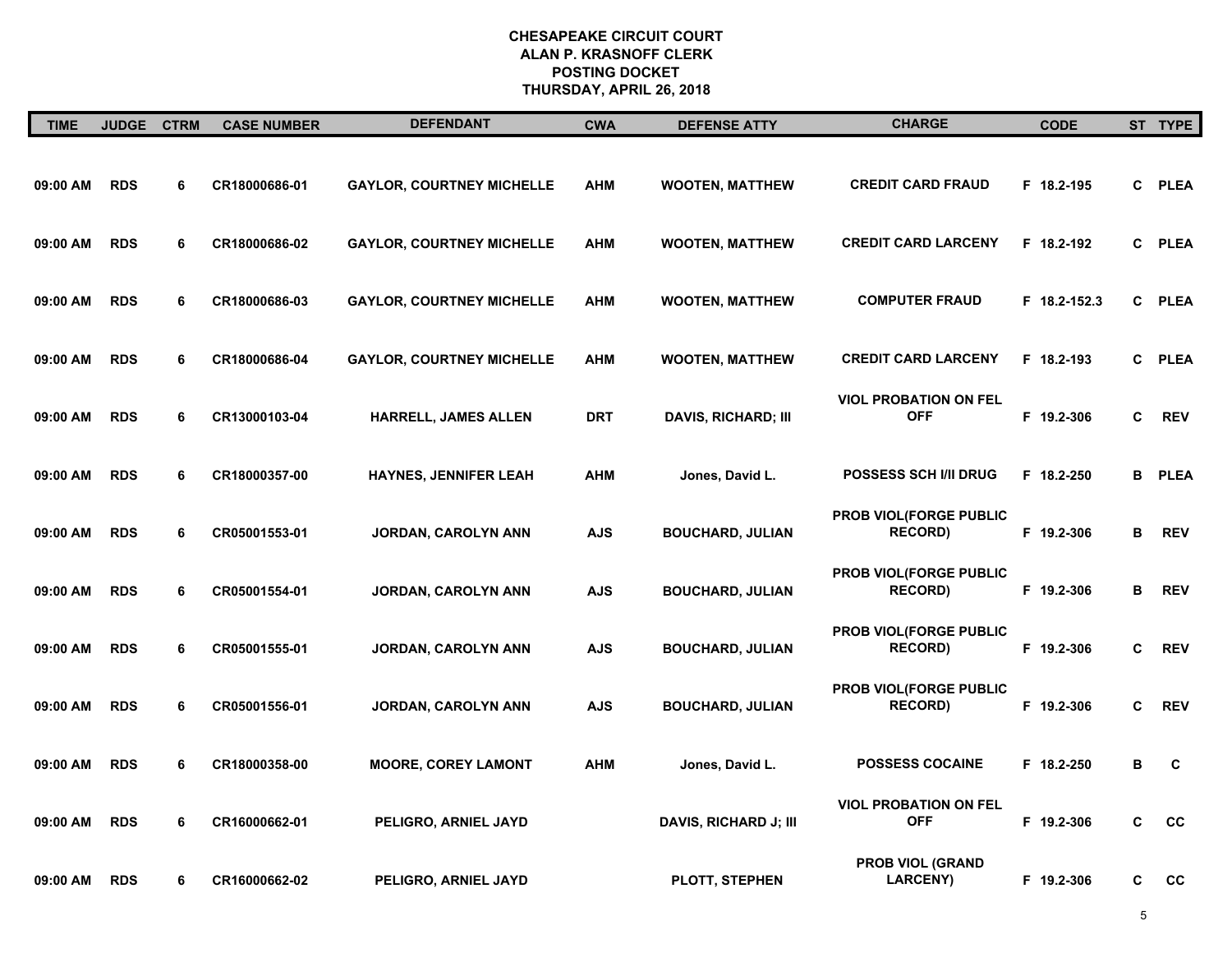**CHESAPEAKE CIRCUIT COURT**
**ALAN P. KRASNOFF CLERK**
**POSTING DOCKET**
**THURSDAY, APRIL 26, 2018**

| TIME | JUDGE | CTRM | CASE NUMBER | DEFENDANT | CWA | DEFENSE ATTY | CHARGE | CODE | ST | TYPE |
|---|---|---|---|---|---|---|---|---|---|---|
| 09:00 AM | RDS | 6 | CR18000686-01 | GAYLOR, COURTNEY MICHELLE | AHM | WOOTEN, MATTHEW | CREDIT CARD FRAUD | F 18.2-195 | C | PLEA |
| 09:00 AM | RDS | 6 | CR18000686-02 | GAYLOR, COURTNEY MICHELLE | AHM | WOOTEN, MATTHEW | CREDIT CARD LARCENY | F 18.2-192 | C | PLEA |
| 09:00 AM | RDS | 6 | CR18000686-03 | GAYLOR, COURTNEY MICHELLE | AHM | WOOTEN, MATTHEW | COMPUTER FRAUD | F 18.2-152.3 | C | PLEA |
| 09:00 AM | RDS | 6 | CR18000686-04 | GAYLOR, COURTNEY MICHELLE | AHM | WOOTEN, MATTHEW | CREDIT CARD LARCENY | F 18.2-193 | C | PLEA |
| 09:00 AM | RDS | 6 | CR13000103-04 | HARRELL, JAMES ALLEN | DRT | DAVIS, RICHARD; III | VIOL PROBATION ON FEL OFF | F 19.2-306 | C | REV |
| 09:00 AM | RDS | 6 | CR18000357-00 | HAYNES, JENNIFER LEAH | AHM | Jones, David L. | POSSESS SCH I/II DRUG | F 18.2-250 | B | PLEA |
| 09:00 AM | RDS | 6 | CR05001553-01 | JORDAN, CAROLYN ANN | AJS | BOUCHARD, JULIAN | PROB VIOL(FORGE PUBLIC RECORD) | F 19.2-306 | B | REV |
| 09:00 AM | RDS | 6 | CR05001554-01 | JORDAN, CAROLYN ANN | AJS | BOUCHARD, JULIAN | PROB VIOL(FORGE PUBLIC RECORD) | F 19.2-306 | B | REV |
| 09:00 AM | RDS | 6 | CR05001555-01 | JORDAN, CAROLYN ANN | AJS | BOUCHARD, JULIAN | PROB VIOL(FORGE PUBLIC RECORD) | F 19.2-306 | C | REV |
| 09:00 AM | RDS | 6 | CR05001556-01 | JORDAN, CAROLYN ANN | AJS | BOUCHARD, JULIAN | PROB VIOL(FORGE PUBLIC RECORD) | F 19.2-306 | C | REV |
| 09:00 AM | RDS | 6 | CR18000358-00 | MOORE, COREY LAMONT | AHM | Jones, David L. | POSSESS COCAINE | F 18.2-250 | B | C |
| 09:00 AM | RDS | 6 | CR16000662-01 | PELIGRO, ARNIEL JAYD | | DAVIS, RICHARD J; III | VIOL PROBATION ON FEL OFF | F 19.2-306 | C | CC |
| 09:00 AM | RDS | 6 | CR16000662-02 | PELIGRO, ARNIEL JAYD | | PLOTT, STEPHEN | PROB VIOL (GRAND LARCENY) | F 19.2-306 | C | CC |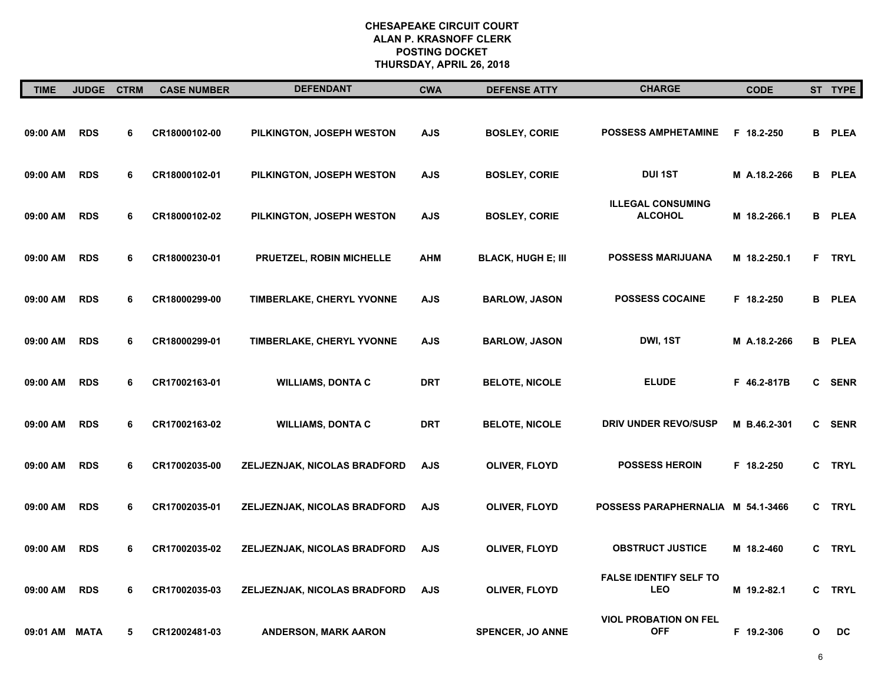# CHESAPEAKE CIRCUIT COURT
## ALAN P. KRASNOFF CLERK
## POSTING DOCKET
## THURSDAY, APRIL 26, 2018

| TIME | JUDGE | CTRM | CASE NUMBER | DEFENDANT | CWA | DEFENSE ATTY | CHARGE | CODE | ST | TYPE |
|---|---|---|---|---|---|---|---|---|---|---|
| 09:00 AM | RDS | 6 | CR18000102-00 | PILKINGTON, JOSEPH WESTON | AJS | BOSLEY, CORIE | POSSESS AMPHETAMINE | F 18.2-250 | B | PLEA |
| 09:00 AM | RDS | 6 | CR18000102-01 | PILKINGTON, JOSEPH WESTON | AJS | BOSLEY, CORIE | DUI 1ST | M A.18.2-266 | B | PLEA |
| 09:00 AM | RDS | 6 | CR18000102-02 | PILKINGTON, JOSEPH WESTON | AJS | BOSLEY, CORIE | ILLEGAL CONSUMING ALCOHOL | M 18.2-266.1 | B | PLEA |
| 09:00 AM | RDS | 6 | CR18000230-01 | PRUETZEL, ROBIN MICHELLE | AHM | BLACK, HUGH E; III | POSSESS MARIJUANA | M 18.2-250.1 | F | TRYL |
| 09:00 AM | RDS | 6 | CR18000299-00 | TIMBERLAKE, CHERYL YVONNE | AJS | BARLOW, JASON | POSSESS COCAINE | F 18.2-250 | B | PLEA |
| 09:00 AM | RDS | 6 | CR18000299-01 | TIMBERLAKE, CHERYL YVONNE | AJS | BARLOW, JASON | DWI, 1ST | M A.18.2-266 | B | PLEA |
| 09:00 AM | RDS | 6 | CR17002163-01 | WILLIAMS, DONTA C | DRT | BELOTE, NICOLE | ELUDE | F 46.2-817B | C | SENR |
| 09:00 AM | RDS | 6 | CR17002163-02 | WILLIAMS, DONTA C | DRT | BELOTE, NICOLE | DRIV UNDER REVO/SUSP | M B.46.2-301 | C | SENR |
| 09:00 AM | RDS | 6 | CR17002035-00 | ZELJEZNJAK, NICOLAS BRADFORD | AJS | OLIVER, FLOYD | POSSESS HEROIN | F 18.2-250 | C | TRYL |
| 09:00 AM | RDS | 6 | CR17002035-01 | ZELJEZNJAK, NICOLAS BRADFORD | AJS | OLIVER, FLOYD | POSSESS PARAPHERNALIA | M 54.1-3466 | C | TRYL |
| 09:00 AM | RDS | 6 | CR17002035-02 | ZELJEZNJAK, NICOLAS BRADFORD | AJS | OLIVER, FLOYD | OBSTRUCT JUSTICE | M 18.2-460 | C | TRYL |
| 09:00 AM | RDS | 6 | CR17002035-03 | ZELJEZNJAK, NICOLAS BRADFORD | AJS | OLIVER, FLOYD | FALSE IDENTIFY SELF TO LEO | M 19.2-82.1 | C | TRYL |
| 09:01 AM | MATA | 5 | CR12002481-03 | ANDERSON, MARK AARON | | SPENCER, JO ANNE | VIOL PROBATION ON FEL OFF | F 19.2-306 | O | DC |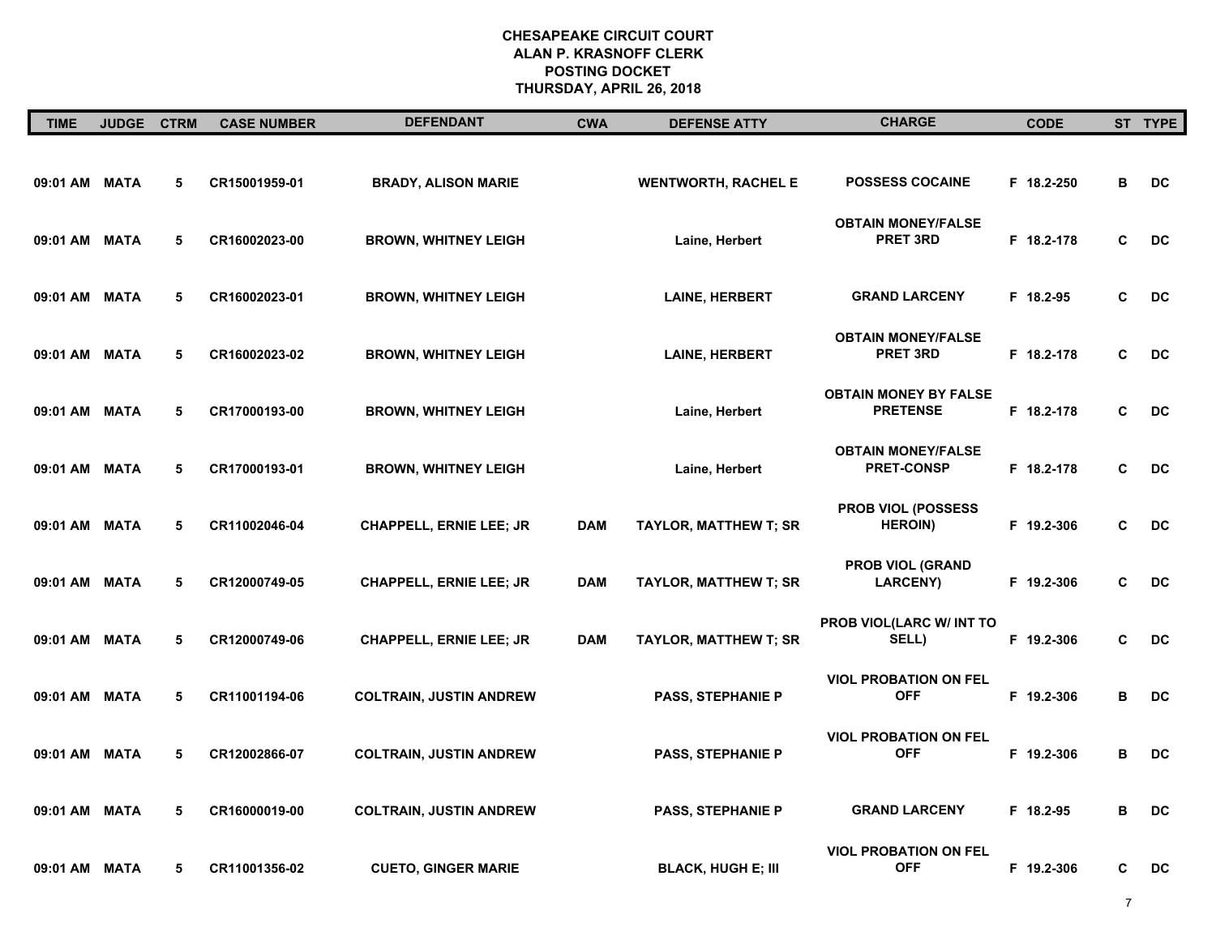# CHESAPEAKE CIRCUIT COURT
## ALAN P. KRASNOFF CLERK
## POSTING DOCKET
## THURSDAY, APRIL 26, 2018

| TIME | JUDGE | CTRM | CASE NUMBER | DEFENDANT | CWA | DEFENSE ATTY | CHARGE | CODE | ST | TYPE |
|---|---|---|---|---|---|---|---|---|---|---|
| 09:01 AM | MATA | 5 | CR15001959-01 | BRADY, ALISON MARIE | | WENTWORTH, RACHEL E | POSSESS COCAINE | F 18.2-250 | B | DC |
| 09:01 AM | MATA | 5 | CR16002023-00 | BROWN, WHITNEY LEIGH | | Laine, Herbert | OBTAIN MONEY/FALSE PRET 3RD | F 18.2-178 | C | DC |
| 09:01 AM | MATA | 5 | CR16002023-01 | BROWN, WHITNEY LEIGH | | LAINE, HERBERT | GRAND LARCENY | F 18.2-95 | C | DC |
| 09:01 AM | MATA | 5 | CR16002023-02 | BROWN, WHITNEY LEIGH | | LAINE, HERBERT | OBTAIN MONEY/FALSE PRET 3RD | F 18.2-178 | C | DC |
| 09:01 AM | MATA | 5 | CR17000193-00 | BROWN, WHITNEY LEIGH | | Laine, Herbert | OBTAIN MONEY BY FALSE PRETENSE | F 18.2-178 | C | DC |
| 09:01 AM | MATA | 5 | CR17000193-01 | BROWN, WHITNEY LEIGH | | Laine, Herbert | OBTAIN MONEY/FALSE PRET-CONSP | F 18.2-178 | C | DC |
| 09:01 AM | MATA | 5 | CR11002046-04 | CHAPPELL, ERNIE LEE; JR | DAM | TAYLOR, MATTHEW T; SR | PROB VIOL (POSSESS HEROIN) | F 19.2-306 | C | DC |
| 09:01 AM | MATA | 5 | CR12000749-05 | CHAPPELL, ERNIE LEE; JR | DAM | TAYLOR, MATTHEW T; SR | PROB VIOL (GRAND LARCENY) | F 19.2-306 | C | DC |
| 09:01 AM | MATA | 5 | CR12000749-06 | CHAPPELL, ERNIE LEE; JR | DAM | TAYLOR, MATTHEW T; SR | PROB VIOL(LARC W/ INT TO SELL) | F 19.2-306 | C | DC |
| 09:01 AM | MATA | 5 | CR11001194-06 | COLTRAIN, JUSTIN ANDREW | | PASS, STEPHANIE P | VIOL PROBATION ON FEL OFF | F 19.2-306 | B | DC |
| 09:01 AM | MATA | 5 | CR12002866-07 | COLTRAIN, JUSTIN ANDREW | | PASS, STEPHANIE P | VIOL PROBATION ON FEL OFF | F 19.2-306 | B | DC |
| 09:01 AM | MATA | 5 | CR16000019-00 | COLTRAIN, JUSTIN ANDREW | | PASS, STEPHANIE P | GRAND LARCENY | F 18.2-95 | B | DC |
| 09:01 AM | MATA | 5 | CR11001356-02 | CUETO, GINGER MARIE | | BLACK, HUGH E; III | VIOL PROBATION ON FEL OFF | F 19.2-306 | C | DC |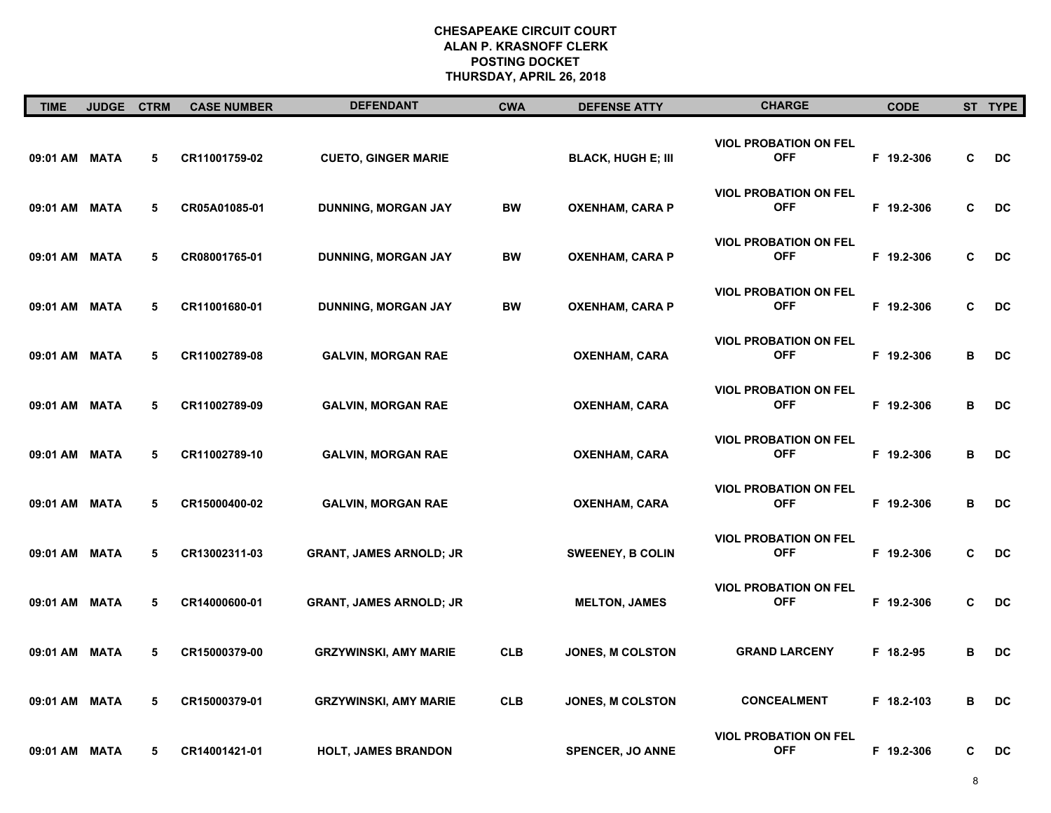# CHESAPEAKE CIRCUIT COURT
## ALAN P. KRASNOFF CLERK
## POSTING DOCKET
## THURSDAY, APRIL 26, 2018

| TIME | JUDGE | CTRM | CASE NUMBER | DEFENDANT | CWA | DEFENSE ATTY | CHARGE | CODE | ST | TYPE |
|---|---|---|---|---|---|---|---|---|---|---|
| 09:01 AM | MATA | 5 | CR11001759-02 | CUETO, GINGER MARIE | | BLACK, HUGH E; III | VIOL PROBATION ON FEL OFF | F 19.2-306 | C | DC |
| 09:01 AM | MATA | 5 | CR05A01085-01 | DUNNING, MORGAN JAY | BW | OXENHAM, CARA P | VIOL PROBATION ON FEL OFF | F 19.2-306 | C | DC |
| 09:01 AM | MATA | 5 | CR08001765-01 | DUNNING, MORGAN JAY | BW | OXENHAM, CARA P | VIOL PROBATION ON FEL OFF | F 19.2-306 | C | DC |
| 09:01 AM | MATA | 5 | CR11001680-01 | DUNNING, MORGAN JAY | BW | OXENHAM, CARA P | VIOL PROBATION ON FEL OFF | F 19.2-306 | C | DC |
| 09:01 AM | MATA | 5 | CR11002789-08 | GALVIN, MORGAN RAE | | OXENHAM, CARA | VIOL PROBATION ON FEL OFF | F 19.2-306 | B | DC |
| 09:01 AM | MATA | 5 | CR11002789-09 | GALVIN, MORGAN RAE | | OXENHAM, CARA | VIOL PROBATION ON FEL OFF | F 19.2-306 | B | DC |
| 09:01 AM | MATA | 5 | CR11002789-10 | GALVIN, MORGAN RAE | | OXENHAM, CARA | VIOL PROBATION ON FEL OFF | F 19.2-306 | B | DC |
| 09:01 AM | MATA | 5 | CR15000400-02 | GALVIN, MORGAN RAE | | OXENHAM, CARA | VIOL PROBATION ON FEL OFF | F 19.2-306 | B | DC |
| 09:01 AM | MATA | 5 | CR13002311-03 | GRANT, JAMES ARNOLD; JR | | SWEENEY, B COLIN | VIOL PROBATION ON FEL OFF | F 19.2-306 | C | DC |
| 09:01 AM | MATA | 5 | CR14000600-01 | GRANT, JAMES ARNOLD; JR | | MELTON, JAMES | VIOL PROBATION ON FEL OFF | F 19.2-306 | C | DC |
| 09:01 AM | MATA | 5 | CR15000379-00 | GRZYWINSKI, AMY MARIE | CLB | JONES, M COLSTON | GRAND LARCENY | F 18.2-95 | B | DC |
| 09:01 AM | MATA | 5 | CR15000379-01 | GRZYWINSKI, AMY MARIE | CLB | JONES, M COLSTON | CONCEALMENT | F 18.2-103 | B | DC |
| 09:01 AM | MATA | 5 | CR14001421-01 | HOLT, JAMES BRANDON | | SPENCER, JO ANNE | VIOL PROBATION ON FEL OFF | F 19.2-306 | C | DC |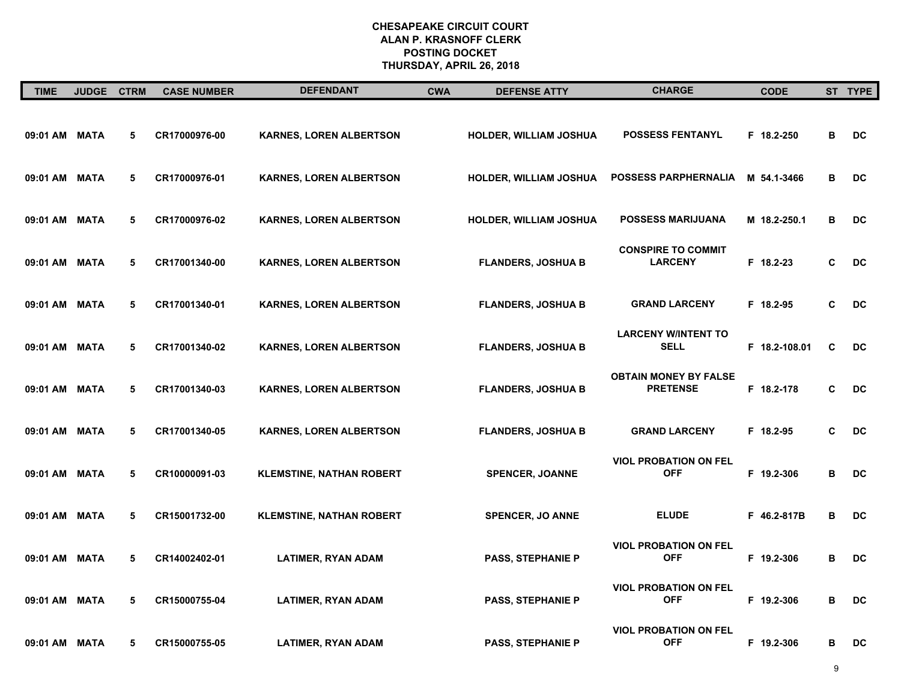# CHESAPEAKE CIRCUIT COURT
## ALAN P. KRASNOFF CLERK
## POSTING DOCKET
## THURSDAY, APRIL 26, 2018

| TIME | JUDGE | CTRM | CASE NUMBER | DEFENDANT | CWA | DEFENSE ATTY | CHARGE | CODE | ST | TYPE |
|---|---|---|---|---|---|---|---|---|---|---|
| 09:01 AM | MATA | 5 | CR17000976-00 | KARNES, LOREN ALBERTSON | | HOLDER, WILLIAM JOSHUA | POSSESS FENTANYL | F 18.2-250 | B | DC |
| 09:01 AM | MATA | 5 | CR17000976-01 | KARNES, LOREN ALBERTSON | | HOLDER, WILLIAM JOSHUA | POSSESS PARPHERNALIA | M 54.1-3466 | B | DC |
| 09:01 AM | MATA | 5 | CR17000976-02 | KARNES, LOREN ALBERTSON | | HOLDER, WILLIAM JOSHUA | POSSESS MARIJUANA | M 18.2-250.1 | B | DC |
| 09:01 AM | MATA | 5 | CR17001340-00 | KARNES, LOREN ALBERTSON | | FLANDERS, JOSHUA B | CONSPIRE TO COMMIT LARCENY | F 18.2-23 | C | DC |
| 09:01 AM | MATA | 5 | CR17001340-01 | KARNES, LOREN ALBERTSON | | FLANDERS, JOSHUA B | GRAND LARCENY | F 18.2-95 | C | DC |
| 09:01 AM | MATA | 5 | CR17001340-02 | KARNES, LOREN ALBERTSON | | FLANDERS, JOSHUA B | LARCENY W/INTENT TO SELL | F 18.2-108.01 | C | DC |
| 09:01 AM | MATA | 5 | CR17001340-03 | KARNES, LOREN ALBERTSON | | FLANDERS, JOSHUA B | OBTAIN MONEY BY FALSE PRETENSE | F 18.2-178 | C | DC |
| 09:01 AM | MATA | 5 | CR17001340-05 | KARNES, LOREN ALBERTSON | | FLANDERS, JOSHUA B | GRAND LARCENY | F 18.2-95 | C | DC |
| 09:01 AM | MATA | 5 | CR10000091-03 | KLEMSTINE, NATHAN ROBERT | | SPENCER, JOANNE | VIOL PROBATION ON FEL OFF | F 19.2-306 | B | DC |
| 09:01 AM | MATA | 5 | CR15001732-00 | KLEMSTINE, NATHAN ROBERT | | SPENCER, JO ANNE | ELUDE | F 46.2-817B | B | DC |
| 09:01 AM | MATA | 5 | CR14002402-01 | LATIMER, RYAN ADAM | | PASS, STEPHANIE P | VIOL PROBATION ON FEL OFF | F 19.2-306 | B | DC |
| 09:01 AM | MATA | 5 | CR15000755-04 | LATIMER, RYAN ADAM | | PASS, STEPHANIE P | VIOL PROBATION ON FEL OFF | F 19.2-306 | B | DC |
| 09:01 AM | MATA | 5 | CR15000755-05 | LATIMER, RYAN ADAM | | PASS, STEPHANIE P | VIOL PROBATION ON FEL OFF | F 19.2-306 | B | DC |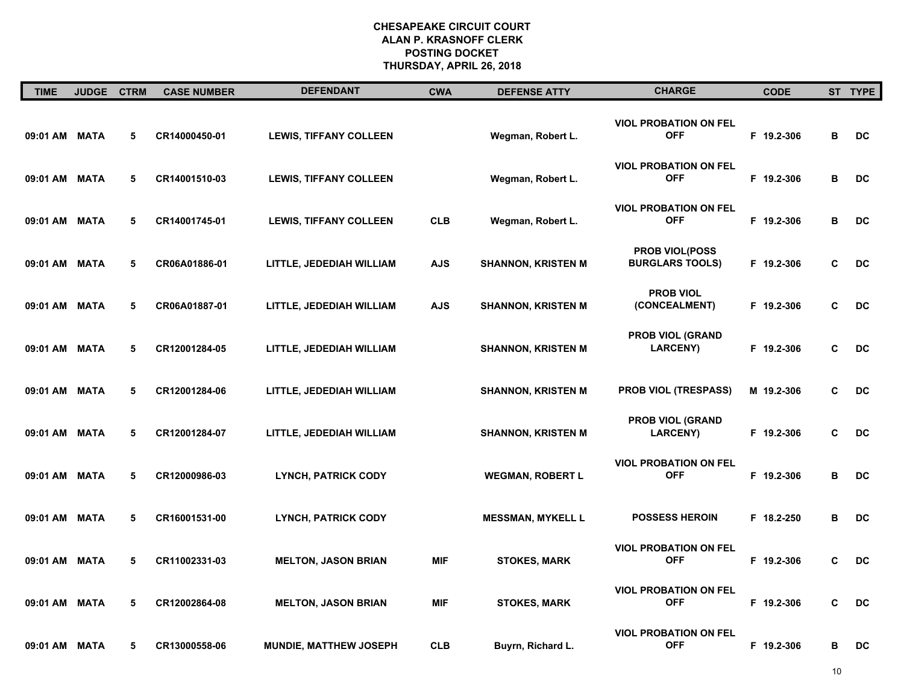# CHESAPEAKE CIRCUIT COURT
## ALAN P. KRASNOFF CLERK
## POSTING DOCKET
## THURSDAY, APRIL 26, 2018

| TIME | JUDGE | CTRM | CASE NUMBER | DEFENDANT | CWA | DEFENSE ATTY | CHARGE | CODE | ST | TYPE |
|---|---|---|---|---|---|---|---|---|---|---|
| 09:01 AM | MATA | 5 | CR14000450-01 | LEWIS, TIFFANY COLLEEN | | Wegman, Robert L. | VIOL PROBATION ON FEL OFF | F 19.2-306 | B | DC |
| 09:01 AM | MATA | 5 | CR14001510-03 | LEWIS, TIFFANY COLLEEN | | Wegman, Robert L. | VIOL PROBATION ON FEL OFF | F 19.2-306 | B | DC |
| 09:01 AM | MATA | 5 | CR14001745-01 | LEWIS, TIFFANY COLLEEN | CLB | Wegman, Robert L. | VIOL PROBATION ON FEL OFF | F 19.2-306 | B | DC |
| 09:01 AM | MATA | 5 | CR06A01886-01 | LITTLE, JEDEDIAH WILLIAM | AJS | SHANNON, KRISTEN M | PROB VIOL(POSS BURGLARS TOOLS) | F 19.2-306 | C | DC |
| 09:01 AM | MATA | 5 | CR06A01887-01 | LITTLE, JEDEDIAH WILLIAM | AJS | SHANNON, KRISTEN M | PROB VIOL (CONCEALMENT) | F 19.2-306 | C | DC |
| 09:01 AM | MATA | 5 | CR12001284-05 | LITTLE, JEDEDIAH WILLIAM | | SHANNON, KRISTEN M | PROB VIOL (GRAND LARCENY) | F 19.2-306 | C | DC |
| 09:01 AM | MATA | 5 | CR12001284-06 | LITTLE, JEDEDIAH WILLIAM | | SHANNON, KRISTEN M | PROB VIOL (TRESPASS) | M 19.2-306 | C | DC |
| 09:01 AM | MATA | 5 | CR12001284-07 | LITTLE, JEDEDIAH WILLIAM | | SHANNON, KRISTEN M | PROB VIOL (GRAND LARCENY) | F 19.2-306 | C | DC |
| 09:01 AM | MATA | 5 | CR12000986-03 | LYNCH, PATRICK CODY | | WEGMAN, ROBERT L | VIOL PROBATION ON FEL OFF | F 19.2-306 | B | DC |
| 09:01 AM | MATA | 5 | CR16001531-00 | LYNCH, PATRICK CODY | | MESSMAN, MYKELL L | POSSESS HEROIN | F 18.2-250 | B | DC |
| 09:01 AM | MATA | 5 | CR11002331-03 | MELTON, JASON BRIAN | MIF | STOKES, MARK | VIOL PROBATION ON FEL OFF | F 19.2-306 | C | DC |
| 09:01 AM | MATA | 5 | CR12002864-08 | MELTON, JASON BRIAN | MIF | STOKES, MARK | VIOL PROBATION ON FEL OFF | F 19.2-306 | C | DC |
| 09:01 AM | MATA | 5 | CR13000558-06 | MUNDIE, MATTHEW JOSEPH | CLB | Buyrn, Richard L. | VIOL PROBATION ON FEL OFF | F 19.2-306 | B | DC |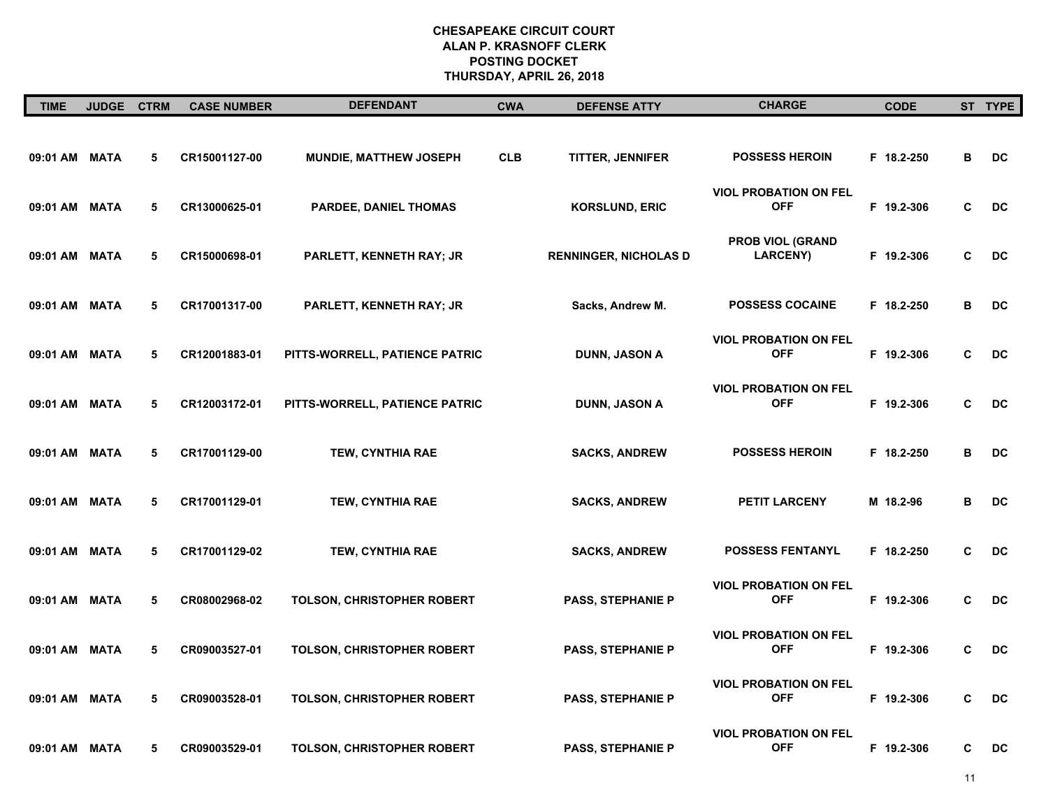# CHESAPEAKE CIRCUIT COURT
## ALAN P. KRASNOFF CLERK
## POSTING DOCKET
## THURSDAY, APRIL 26, 2018

| TIME | JUDGE | CTRM | CASE NUMBER | DEFENDANT | CWA | DEFENSE ATTY | CHARGE | CODE | ST | TYPE |
|---|---|---|---|---|---|---|---|---|---|---|
| 09:01 AM | MATA | 5 | CR15001127-00 | MUNDIE, MATTHEW JOSEPH | CLB | TITTER, JENNIFER | POSSESS HEROIN | F 18.2-250 | B | DC |
| 09:01 AM | MATA | 5 | CR13000625-01 | PARDEE, DANIEL THOMAS | | KORSLUND, ERIC | VIOL PROBATION ON FEL OFF | F 19.2-306 | C | DC |
| 09:01 AM | MATA | 5 | CR15000698-01 | PARLETT, KENNETH RAY; JR | | RENNINGER, NICHOLAS D | PROB VIOL (GRAND LARCENY) | F 19.2-306 | C | DC |
| 09:01 AM | MATA | 5 | CR17001317-00 | PARLETT, KENNETH RAY; JR | | Sacks, Andrew M. | POSSESS COCAINE | F 18.2-250 | B | DC |
| 09:01 AM | MATA | 5 | CR12001883-01 | PITTS-WORRELL, PATIENCE PATRIC | | DUNN, JASON A | VIOL PROBATION ON FEL OFF | F 19.2-306 | C | DC |
| 09:01 AM | MATA | 5 | CR12003172-01 | PITTS-WORRELL, PATIENCE PATRIC | | DUNN, JASON A | VIOL PROBATION ON FEL OFF | F 19.2-306 | C | DC |
| 09:01 AM | MATA | 5 | CR17001129-00 | TEW, CYNTHIA RAE | | SACKS, ANDREW | POSSESS HEROIN | F 18.2-250 | B | DC |
| 09:01 AM | MATA | 5 | CR17001129-01 | TEW, CYNTHIA RAE | | SACKS, ANDREW | PETIT LARCENY | M 18.2-96 | B | DC |
| 09:01 AM | MATA | 5 | CR17001129-02 | TEW, CYNTHIA RAE | | SACKS, ANDREW | POSSESS FENTANYL | F 18.2-250 | C | DC |
| 09:01 AM | MATA | 5 | CR08002968-02 | TOLSON, CHRISTOPHER ROBERT | | PASS, STEPHANIE P | VIOL PROBATION ON FEL OFF | F 19.2-306 | C | DC |
| 09:01 AM | MATA | 5 | CR09003527-01 | TOLSON, CHRISTOPHER ROBERT | | PASS, STEPHANIE P | VIOL PROBATION ON FEL OFF | F 19.2-306 | C | DC |
| 09:01 AM | MATA | 5 | CR09003528-01 | TOLSON, CHRISTOPHER ROBERT | | PASS, STEPHANIE P | VIOL PROBATION ON FEL OFF | F 19.2-306 | C | DC |
| 09:01 AM | MATA | 5 | CR09003529-01 | TOLSON, CHRISTOPHER ROBERT | | PASS, STEPHANIE P | VIOL PROBATION ON FEL OFF | F 19.2-306 | C | DC |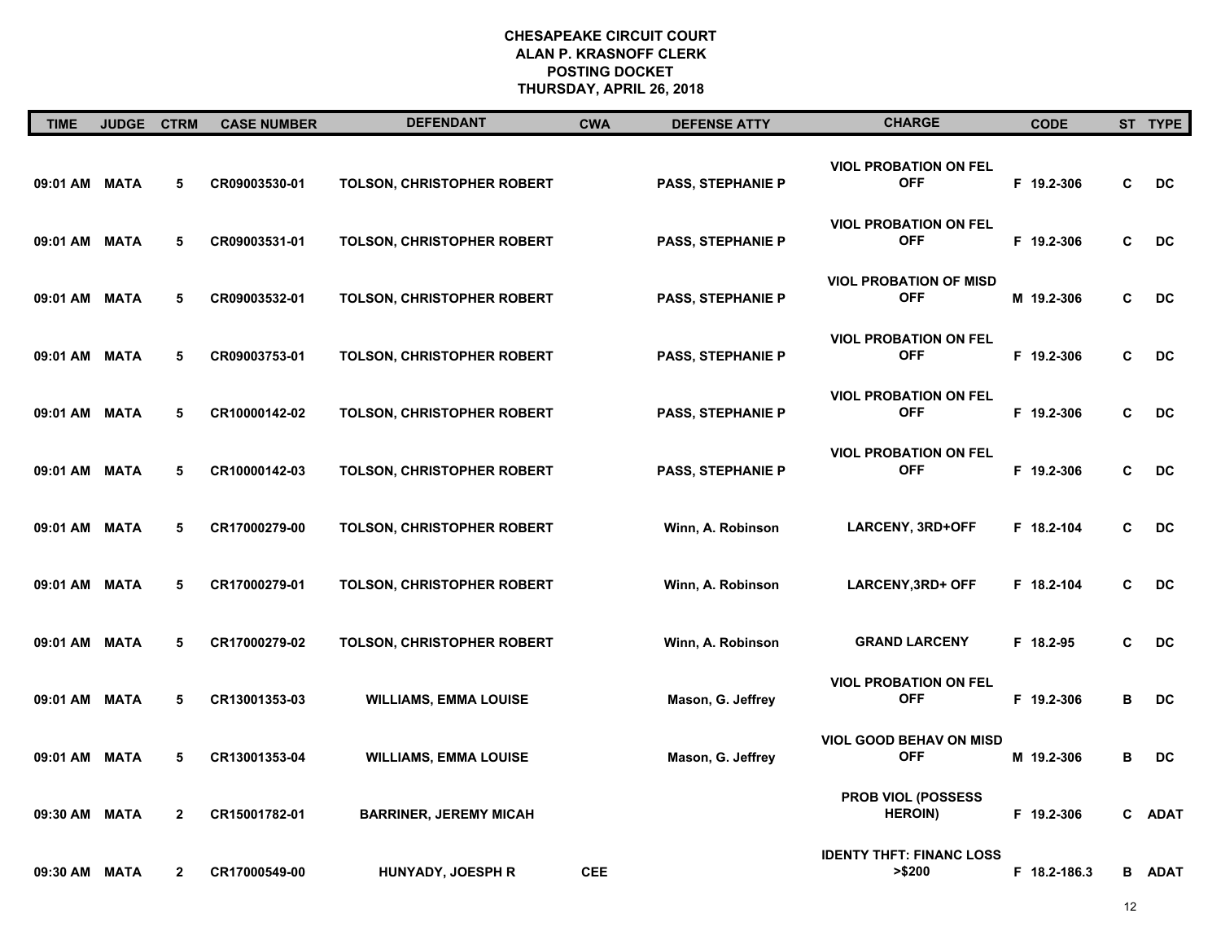**CHESAPEAKE CIRCUIT COURT**
**ALAN P. KRASNOFF CLERK**
**POSTING DOCKET**
**THURSDAY, APRIL 26, 2018**

| TIME | JUDGE | CTRM | CASE NUMBER | DEFENDANT | CWA | DEFENSE ATTY | CHARGE | CODE | ST | TYPE |
|---|---|---|---|---|---|---|---|---|---|---|
| 09:01 AM | MATA | 5 | CR09003530-01 | TOLSON, CHRISTOPHER ROBERT | | PASS, STEPHANIE P | VIOL PROBATION ON FEL OFF | F 19.2-306 | C | DC |
| 09:01 AM | MATA | 5 | CR09003531-01 | TOLSON, CHRISTOPHER ROBERT | | PASS, STEPHANIE P | VIOL PROBATION ON FEL OFF | F 19.2-306 | C | DC |
| 09:01 AM | MATA | 5 | CR09003532-01 | TOLSON, CHRISTOPHER ROBERT | | PASS, STEPHANIE P | VIOL PROBATION OF MISD OFF | M 19.2-306 | C | DC |
| 09:01 AM | MATA | 5 | CR09003753-01 | TOLSON, CHRISTOPHER ROBERT | | PASS, STEPHANIE P | VIOL PROBATION ON FEL OFF | F 19.2-306 | C | DC |
| 09:01 AM | MATA | 5 | CR10000142-02 | TOLSON, CHRISTOPHER ROBERT | | PASS, STEPHANIE P | VIOL PROBATION ON FEL OFF | F 19.2-306 | C | DC |
| 09:01 AM | MATA | 5 | CR10000142-03 | TOLSON, CHRISTOPHER ROBERT | | PASS, STEPHANIE P | VIOL PROBATION ON FEL OFF | F 19.2-306 | C | DC |
| 09:01 AM | MATA | 5 | CR17000279-00 | TOLSON, CHRISTOPHER ROBERT | | Winn, A. Robinson | LARCENY, 3RD+OFF | F 18.2-104 | C | DC |
| 09:01 AM | MATA | 5 | CR17000279-01 | TOLSON, CHRISTOPHER ROBERT | | Winn, A. Robinson | LARCENY,3RD+ OFF | F 18.2-104 | C | DC |
| 09:01 AM | MATA | 5 | CR17000279-02 | TOLSON, CHRISTOPHER ROBERT | | Winn, A. Robinson | GRAND LARCENY | F 18.2-95 | C | DC |
| 09:01 AM | MATA | 5 | CR13001353-03 | WILLIAMS, EMMA LOUISE | | Mason, G. Jeffrey | VIOL PROBATION ON FEL OFF | F 19.2-306 | B | DC |
| 09:01 AM | MATA | 5 | CR13001353-04 | WILLIAMS, EMMA LOUISE | | Mason, G. Jeffrey | VIOL GOOD BEHAV ON MISD OFF | M 19.2-306 | B | DC |
| 09:30 AM | MATA | 2 | CR15001782-01 | BARRINER, JEREMY MICAH | | | PROB VIOL (POSSESS HEROIN) | F 19.2-306 | C | ADAT |
| 09:30 AM | MATA | 2 | CR17000549-00 | HUNYADY, JOESPH R | CEE | | IDENTY THFT: FINANC LOSS >$200 | F 18.2-186.3 | B | ADAT |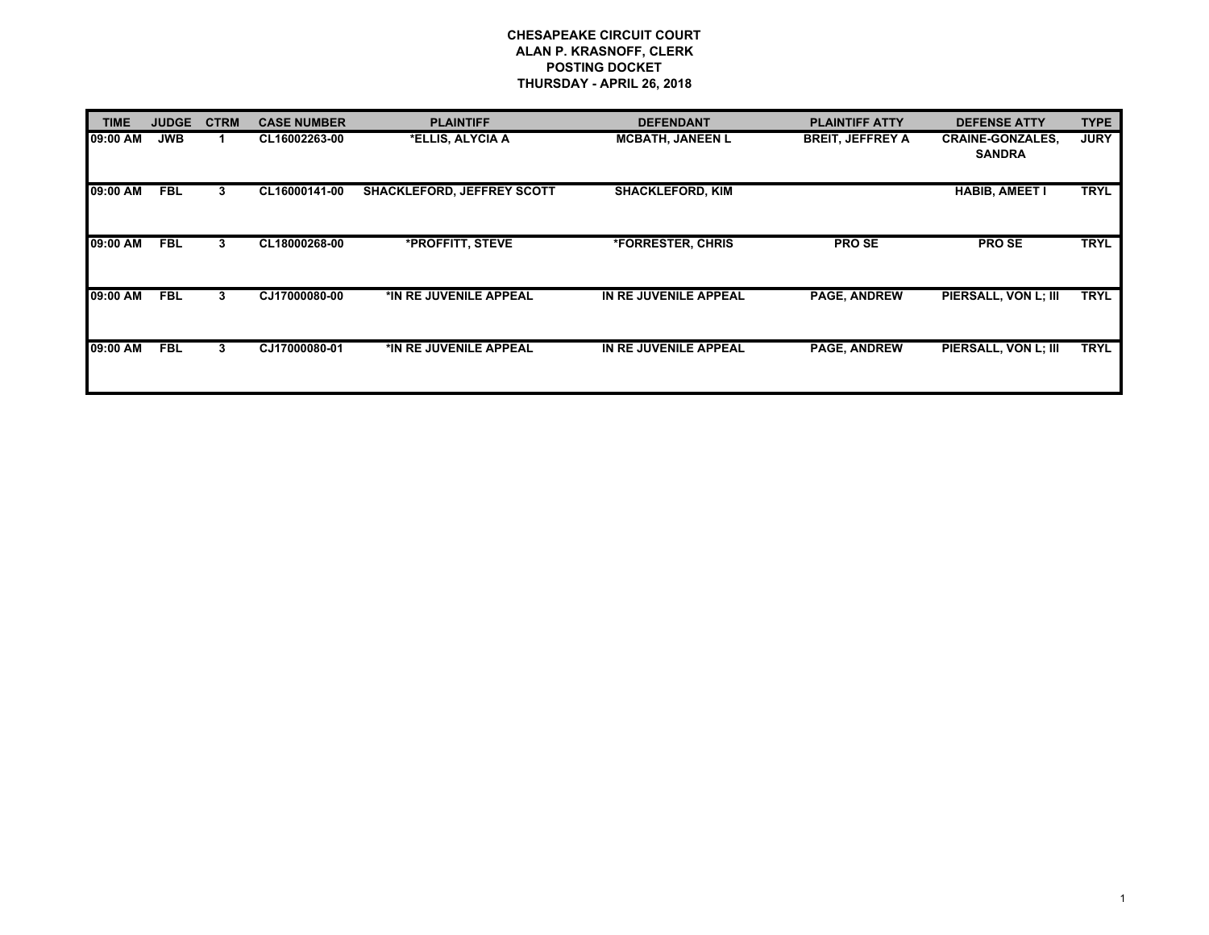**CHESAPEAKE CIRCUIT COURT**
**ALAN P. KRASNOFF, CLERK**
**POSTING DOCKET**
**THURSDAY - APRIL 26, 2018**

| TIME | JUDGE | CTRM | CASE NUMBER | PLAINTIFF | DEFENDANT | PLAINTIFF ATTY | DEFENSE ATTY | TYPE |
|---|---|---|---|---|---|---|---|---|
| 09:00 AM | JWB | 1 | CL16002263-00 | *ELLIS, ALYCIA A | MCBATH, JANEEN L | BREIT, JEFFREY A | CRAINE-GONZALES, SANDRA | JURY |
| 09:00 AM | FBL | 3 | CL16000141-00 | SHACKLEFORD, JEFFREY SCOTT | SHACKLEFORD, KIM | | HABIB, AMEET I | TRYL |
| 09:00 AM | FBL | 3 | CL18000268-00 | *PROFFITT, STEVE | *FORRESTER, CHRIS | PRO SE | PRO SE | TRYL |
| 09:00 AM | FBL | 3 | CJ17000080-00 | *IN RE JUVENILE APPEAL | IN RE JUVENILE APPEAL | PAGE, ANDREW | PIERSALL, VON L; III | TRYL |
| 09:00 AM | FBL | 3 | CJ17000080-01 | *IN RE JUVENILE APPEAL | IN RE JUVENILE APPEAL | PAGE, ANDREW | PIERSALL, VON L; III | TRYL |